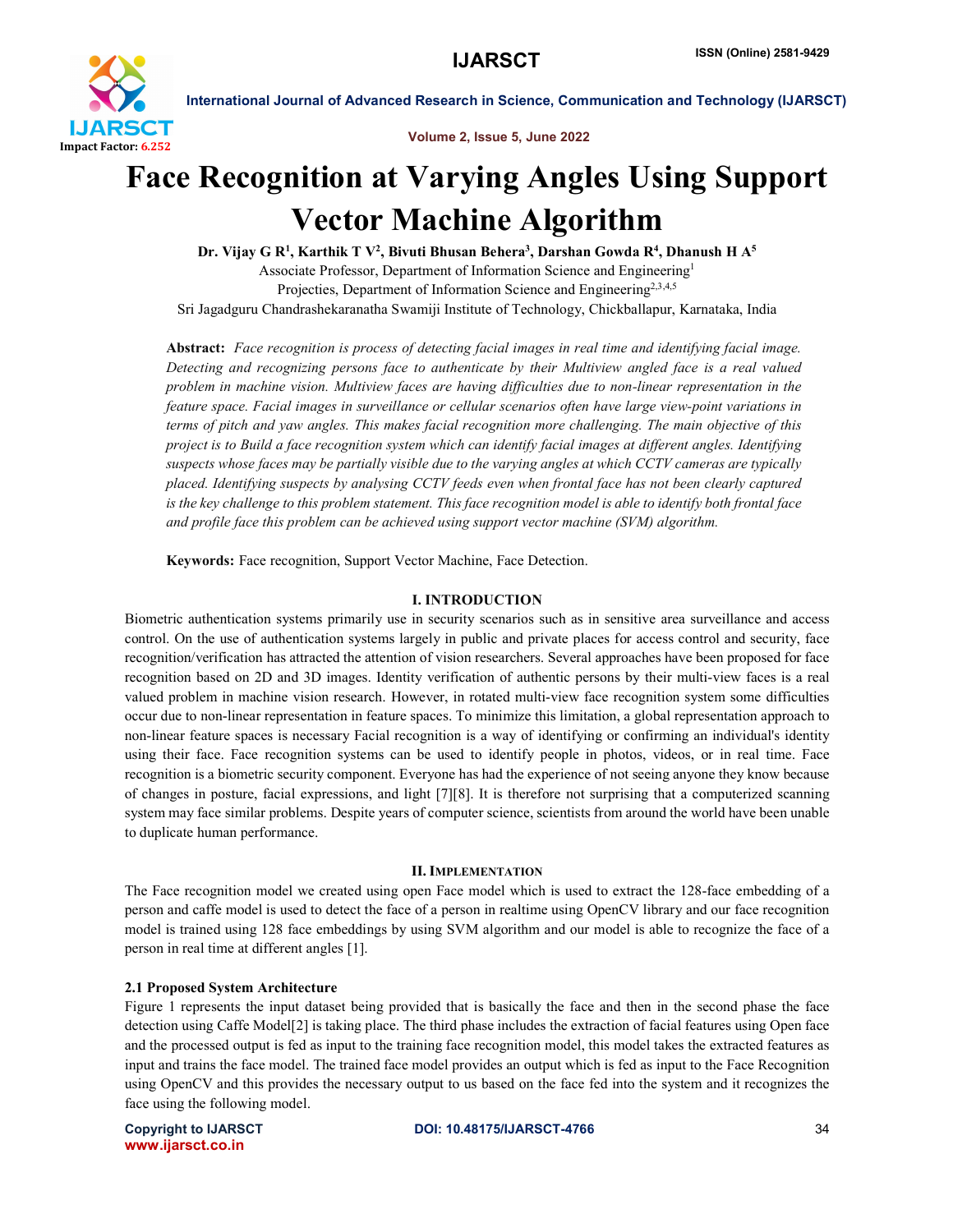# Face Recognition at Varying Angles Using Support Vector Machine Algorithm

**Dr. Vijay G R[1], Karthik T V[2], Bivuti Bhusan Behera[3], Darshan Gowda R[4], Dhanush H A[5]**

Associate Professor, Department of Information Science and Engineering[1]

Projecties, Department of Information Science and Engineering[2,3,4,5]

Sri Jagadguru Chandrashekaranatha Swamiji Institute of Technology, Chickballapur, Karnataka, India

**Abstract:** *Face recognition is process of detecting facial images in real time and identifying facial image. Detecting and recognizing persons face to authenticate by their Multiview angled face is a real valued problem in machine vision. Multiview faces are having difficulties due to non-linear representation in the feature space. Facial images in surveillance or cellular scenarios often have large view-point variations in terms of pitch and yaw angles. This makes facial recognition more challenging. The main objective of this project is to Build a face recognition system which can identify facial images at different angles. Identifying suspects whose faces may be partially visible due to the varying angles at which CCTV cameras are typically placed. Identifying suspects by analysing CCTV feeds even when frontal face has not been clearly captured is the key challenge to this problem statement. This face recognition model is able to identify both frontal face and profile face this problem can be achieved using support vector machine (SVM) algorithm.*

**Keywords:** Face recognition, Support Vector Machine, Face Detection.

## I. INTRODUCTION

Biometric authentication systems primarily use in security scenarios such as in sensitive area surveillance and access control. On the use of authentication systems largely in public and private places for access control and security, face recognition/verification has attracted the attention of vision researchers. Several approaches have been proposed for face recognition based on 2D and 3D images. Identity verification of authentic persons by their multi-view faces is a real valued problem in machine vision research. However, in rotated multi-view face recognition system some difficulties occur due to non-linear representation in feature spaces. To minimize this limitation, a global representation approach to non-linear feature spaces is necessary Facial recognition is a way of identifying or confirming an individual's identity using their face. Face recognition systems can be used to identify people in photos, videos, or in real time. Face recognition is a biometric security component. Everyone has had the experience of not seeing anyone they know because of changes in posture, facial expressions, and light [7][8]. It is therefore not surprising that a computerized scanning system may face similar problems. Despite years of computer science, scientists from around the world have been unable to duplicate human performance.

## II. IMPLEMENTATION

The Face recognition model we created using open Face model which is used to extract the 128-face embedding of a person and caffe model is used to detect the face of a person in realtime using OpenCV library and our face recognition model is trained using 128 face embeddings by using SVM algorithm and our model is able to recognize the face of a person in real time at different angles [1].

### 2.1 Proposed System Architecture

Figure 1 represents the input dataset being provided that is basically the face and then in the second phase the face detection using Caffe Model[2] is taking place. The third phase includes the extraction of facial features using Open face and the processed output is fed as input to the training face recognition model, this model takes the extracted features as input and trains the face model. The trained face model provides an output which is fed as input to the Face Recognition using OpenCV and this provides the necessary output to us based on the face fed into the system and it recognizes the face using the following model.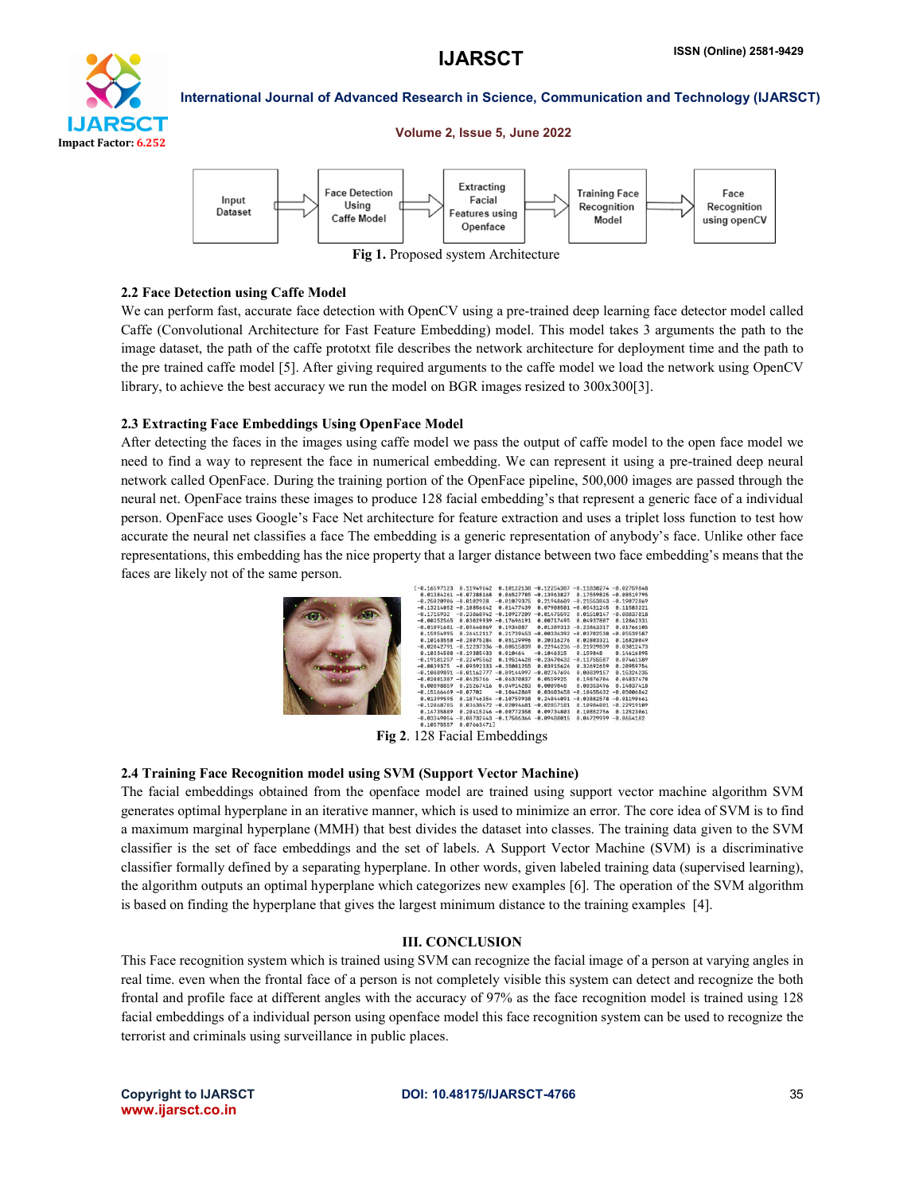Input Dataset → Face Detection Using Caffe Model → Extracting Facial Features using Openface → Training Face Recognition Model → Face Recognition using openCV

**Fig 1.** Proposed system Architecture

### 2.2 Face Detection using Caffe Model

We can perform fast, accurate face detection with OpenCV using a pre-trained deep learning face detector model called Caffe (Convolutional Architecture for Fast Feature Embedding) model. This model takes 3 arguments the path to the image dataset, the path of the caffe prototxt file describes the network architecture for deployment time and the path to the pre trained caffe model [5]. After giving required arguments to the caffe model we load the network using OpenCV library, to achieve the best accuracy we run the model on BGR images resized to 300x300[3].

### 2.3 Extracting Face Embeddings Using OpenFace Model

After detecting the faces in the images using caffe model we pass the output of caffe model to the open face model we need to find a way to represent the face in numerical embedding. We can represent it using a pre-trained deep neural network called OpenFace. During the training portion of the OpenFace pipeline, 500,000 images are passed through the neural net. OpenFace trains these images to produce 128 facial embedding's that represent a generic face of a individual person. OpenFace uses Google's Face Net architecture for feature extraction and uses a triplet loss function to test how accurate the neural net classifies a face The embedding is a generic representation of anybody's face. Unlike other face representations, this embedding has the nice property that a larger distance between two face embedding's means that the faces are likely not of the same person.

**Fig 2**. 128 Facial Embeddings

### 2.4 Training Face Recognition model using SVM (Support Vector Machine)

The facial embeddings obtained from the openface model are trained using support vector machine algorithm SVM generates optimal hyperplane in an iterative manner, which is used to minimize an error. The core idea of SVM is to find a maximum marginal hyperplane (MMH) that best divides the dataset into classes. The training data given to the SVM classifier is the set of face embeddings and the set of labels. A Support Vector Machine (SVM) is a discriminative classifier formally defined by a separating hyperplane. In other words, given labeled training data (supervised learning), the algorithm outputs an optimal hyperplane which categorizes new examples [6]. The operation of the SVM algorithm is based on finding the hyperplane that gives the largest minimum distance to the training examples [4].

## III. CONCLUSION

This Face recognition system which is trained using SVM can recognize the facial image of a person at varying angles in real time. even when the frontal face of a person is not completely visible this system can detect and recognize the both frontal and profile face at different angles with the accuracy of 97% as the face recognition model is trained using 128 facial embeddings of a individual person using openface model this face recognition system can be used to recognize the terrorist and criminals using surveillance in public places.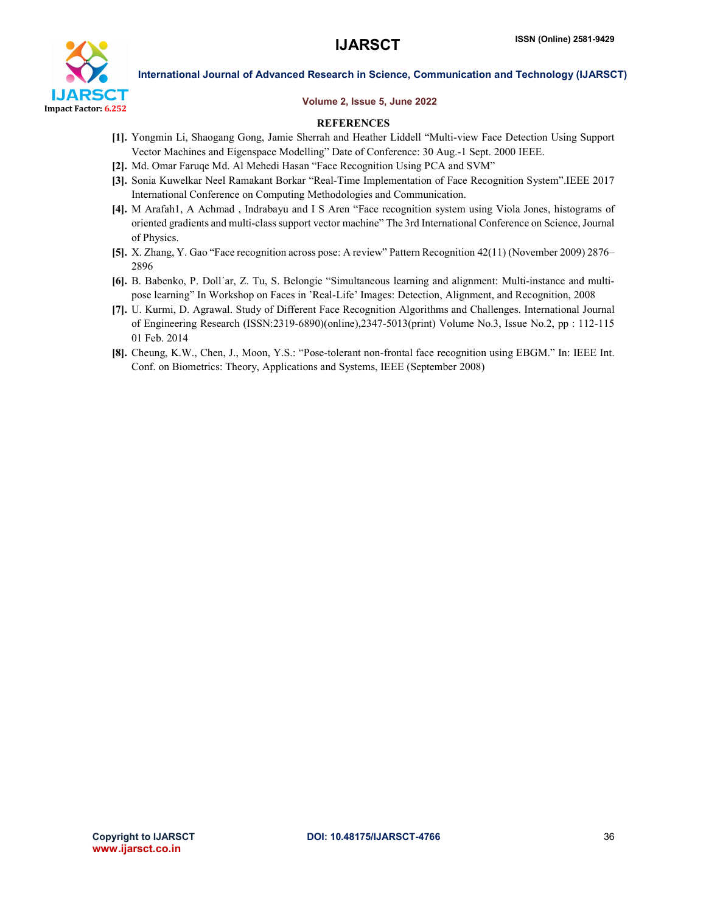## REFERENCES

**[1].** Yongmin Li, Shaogang Gong, Jamie Sherrah and Heather Liddell "Multi-view Face Detection Using Support Vector Machines and Eigenspace Modelling" Date of Conference: 30 Aug.-1 Sept. 2000 IEEE.

**[2].** Md. Omar Faruqe Md. Al Mehedi Hasan "Face Recognition Using PCA and SVM"

**[3].** Sonia Kuwelkar Neel Ramakant Borkar "Real-Time Implementation of Face Recognition System".IEEE 2017 International Conference on Computing Methodologies and Communication.

**[4].** M Arafah1, A Achmad , Indrabayu and I S Aren "Face recognition system using Viola Jones, histograms of oriented gradients and multi-class support vector machine" The 3rd International Conference on Science, Journal of Physics.

**[5].** X. Zhang, Y. Gao "Face recognition across pose: A review" Pattern Recognition 42(11) (November 2009) 2876–2896

**[6].** B. Babenko, P. Doll´ar, Z. Tu, S. Belongie "Simultaneous learning and alignment: Multi-instance and multi-pose learning" In Workshop on Faces in 'Real-Life' Images: Detection, Alignment, and Recognition, 2008

**[7].** U. Kurmi, D. Agrawal. Study of Different Face Recognition Algorithms and Challenges. International Journal of Engineering Research (ISSN:2319-6890)(online),2347-5013(print) Volume No.3, Issue No.2, pp : 112-115 01 Feb. 2014

**[8].** Cheung, K.W., Chen, J., Moon, Y.S.: "Pose-tolerant non-frontal face recognition using EBGM." In: IEEE Int. Conf. on Biometrics: Theory, Applications and Systems, IEEE (September 2008)